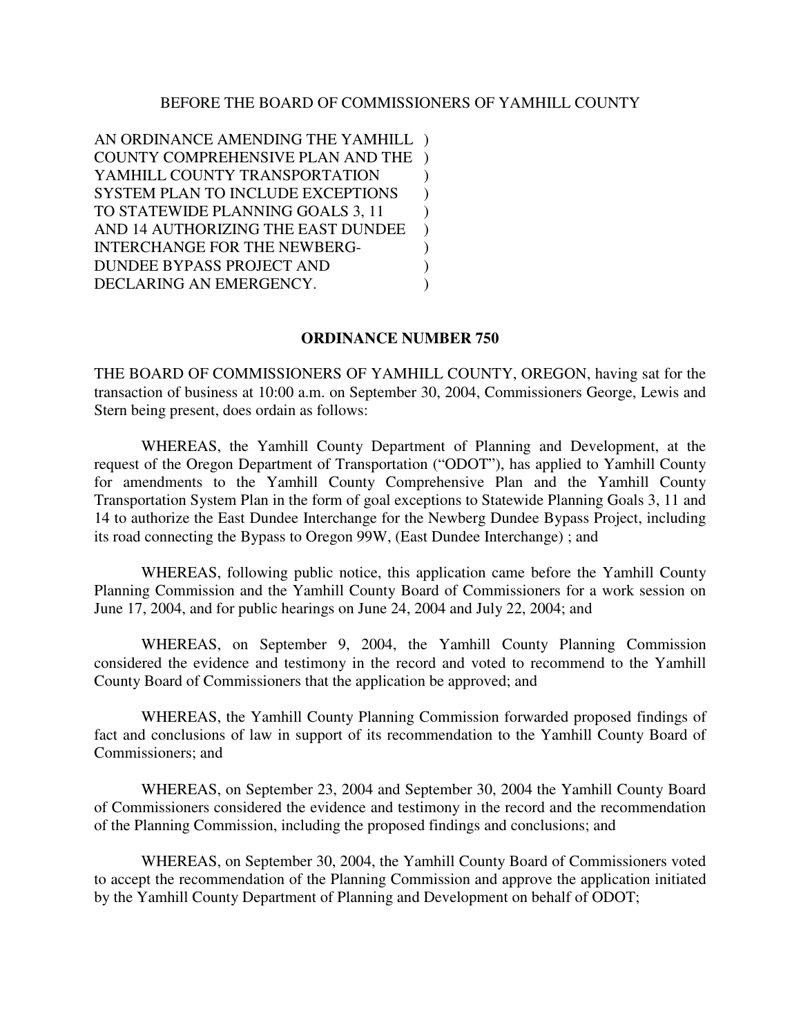BEFORE THE BOARD OF COMMISSIONERS OF YAMHILL COUNTY

AN ORDINANCE AMENDING THE YAMHILL )
COUNTY COMPREHENSIVE PLAN AND THE )
YAMHILL COUNTY TRANSPORTATION )
SYSTEM PLAN TO INCLUDE EXCEPTIONS )
TO STATEWIDE PLANNING GOALS 3, 11 )
AND 14 AUTHORIZING THE EAST DUNDEE )
INTERCHANGE FOR THE NEWBERG- )
DUNDEE BYPASS PROJECT AND )
DECLARING AN EMERGENCY. )

**ORDINANCE NUMBER 750**

THE BOARD OF COMMISSIONERS OF YAMHILL COUNTY, OREGON, having sat for the transaction of business at 10:00 a.m. on September 30, 2004, Commissioners George, Lewis and Stern being present, does ordain as follows:

WHEREAS, the Yamhill County Department of Planning and Development, at the request of the Oregon Department of Transportation ("ODOT"), has applied to Yamhill County for amendments to the Yamhill County Comprehensive Plan and the Yamhill County Transportation System Plan in the form of goal exceptions to Statewide Planning Goals 3, 11 and 14 to authorize the East Dundee Interchange for the Newberg Dundee Bypass Project, including its road connecting the Bypass to Oregon 99W, (East Dundee Interchange) ; and

WHEREAS, following public notice, this application came before the Yamhill County Planning Commission and the Yamhill County Board of Commissioners for a work session on June 17, 2004, and for public hearings on June 24, 2004 and July 22, 2004; and

WHEREAS, on September 9, 2004, the Yamhill County Planning Commission considered the evidence and testimony in the record and voted to recommend to the Yamhill County Board of Commissioners that the application be approved; and

WHEREAS, the Yamhill County Planning Commission forwarded proposed findings of fact and conclusions of law in support of its recommendation to the Yamhill County Board of Commissioners; and

WHEREAS, on September 23, 2004 and September 30, 2004 the Yamhill County Board of Commissioners considered the evidence and testimony in the record and the recommendation of the Planning Commission, including the proposed findings and conclusions; and

WHEREAS, on September 30, 2004, the Yamhill County Board of Commissioners voted to accept the recommendation of the Planning Commission and approve the application initiated by the Yamhill County Department of Planning and Development on behalf of ODOT;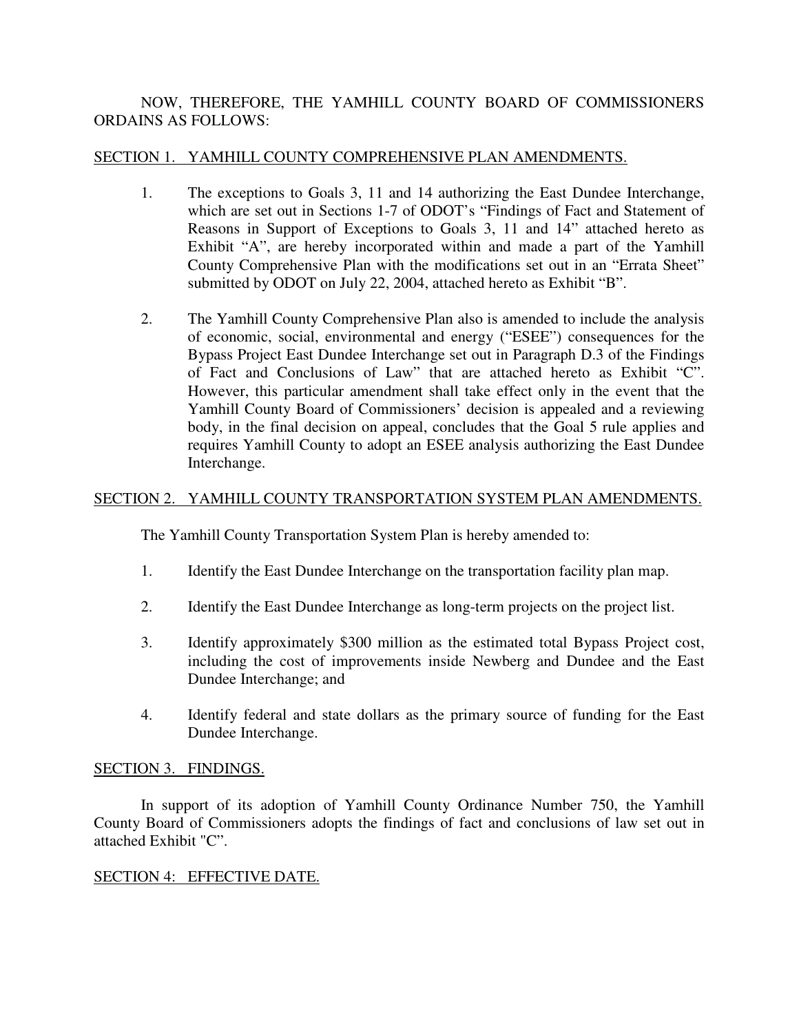NOW, THEREFORE, THE YAMHILL COUNTY BOARD OF COMMISSIONERS ORDAINS AS FOLLOWS:

SECTION 1. YAMHILL COUNTY COMPREHENSIVE PLAN AMENDMENTS.

1. The exceptions to Goals 3, 11 and 14 authorizing the East Dundee Interchange, which are set out in Sections 1-7 of ODOT's "Findings of Fact and Statement of Reasons in Support of Exceptions to Goals 3, 11 and 14" attached hereto as Exhibit "A", are hereby incorporated within and made a part of the Yamhill County Comprehensive Plan with the modifications set out in an "Errata Sheet" submitted by ODOT on July 22, 2004, attached hereto as Exhibit "B".

2. The Yamhill County Comprehensive Plan also is amended to include the analysis of economic, social, environmental and energy ("ESEE") consequences for the Bypass Project East Dundee Interchange set out in Paragraph D.3 of the Findings of Fact and Conclusions of Law" that are attached hereto as Exhibit "C". However, this particular amendment shall take effect only in the event that the Yamhill County Board of Commissioners' decision is appealed and a reviewing body, in the final decision on appeal, concludes that the Goal 5 rule applies and requires Yamhill County to adopt an ESEE analysis authorizing the East Dundee Interchange.

SECTION 2. YAMHILL COUNTY TRANSPORTATION SYSTEM PLAN AMENDMENTS.

The Yamhill County Transportation System Plan is hereby amended to:

1. Identify the East Dundee Interchange on the transportation facility plan map.

2. Identify the East Dundee Interchange as long-term projects on the project list.

3. Identify approximately $300 million as the estimated total Bypass Project cost, including the cost of improvements inside Newberg and Dundee and the East Dundee Interchange; and

4. Identify federal and state dollars as the primary source of funding for the East Dundee Interchange.

SECTION 3. FINDINGS.

In support of its adoption of Yamhill County Ordinance Number 750, the Yamhill County Board of Commissioners adopts the findings of fact and conclusions of law set out in attached Exhibit "C".

SECTION 4: EFFECTIVE DATE.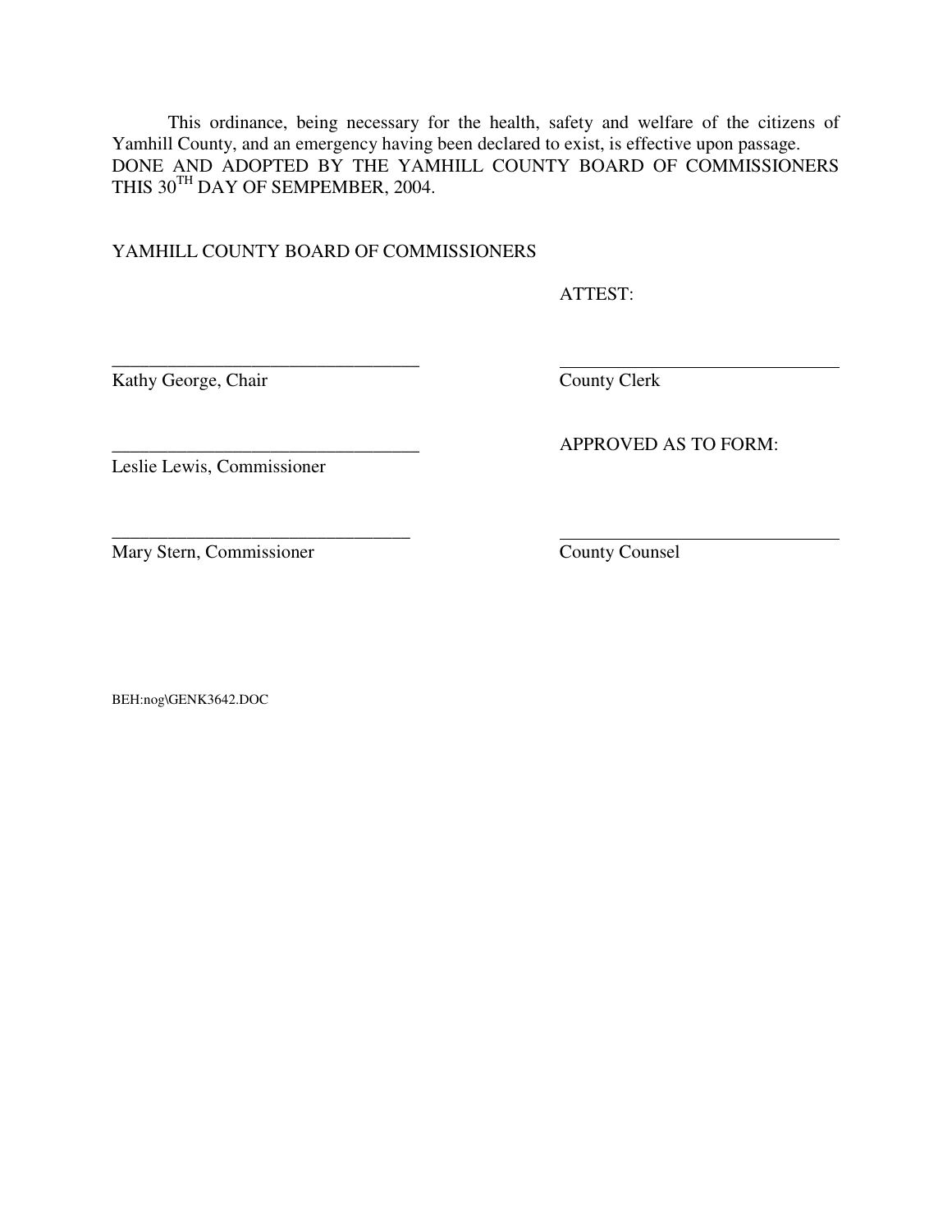This ordinance, being necessary for the health, safety and welfare of the citizens of Yamhill County, and an emergency having been declared to exist, is effective upon passage.
DONE AND ADOPTED BY THE YAMHILL COUNTY BOARD OF COMMISSIONERS THIS 30TH DAY OF SEMPEMBER, 2004.

YAMHILL COUNTY BOARD OF COMMISSIONERS

ATTEST:

_________________________________
Kathy George, Chair

_______________________________
County Clerk

_________________________________
Leslie Lewis, Commissioner

APPROVED AS TO FORM:

________________________________
Mary Stern, Commissioner

_______________________________
County Counsel

BEH:nog\GENK3642.DOC